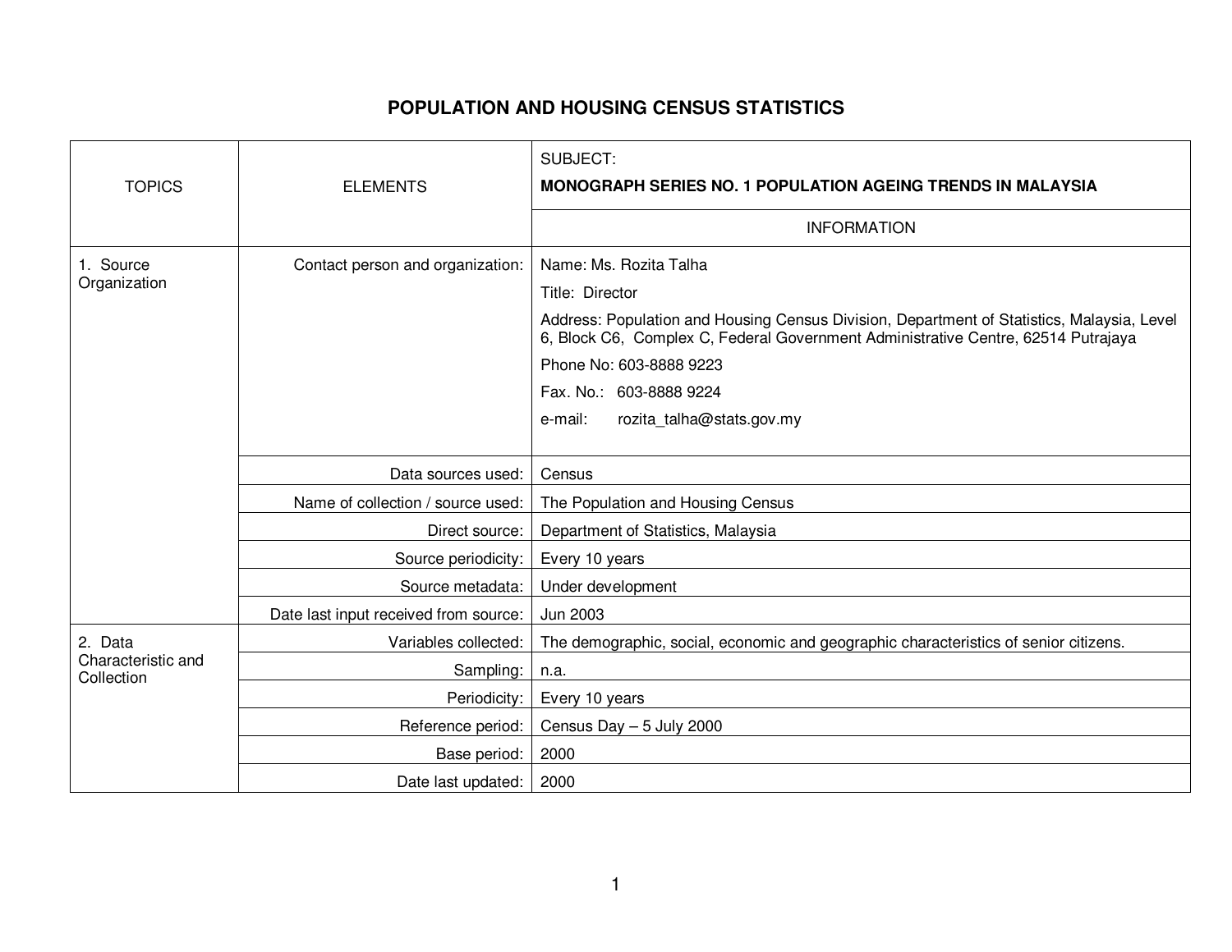# POPULATION AND HOUSING CENSUS STATISTICS

| TOPICS | ELEMENTS | SUBJECT: **MONOGRAPH SERIES NO. 1 POPULATION AGEING TRENDS IN MALAYSIA** |
|---|---|---|
| | | INFORMATION |
| 1. Source Organization | Contact person and organization: | Name: Ms. Rozita Talha<br>Title: Director<br>Address: Population and Housing Census Division, Department of Statistics, Malaysia, Level 6, Block C6, Complex C, Federal Government Administrative Centre, 62514 Putrajaya<br>Phone No: 603-8888 9223<br>Fax. No.: 603-8888 9224<br>e-mail: rozita_talha@stats.gov.my |
| | Data sources used: | Census |
| | Name of collection / source used: | The Population and Housing Census |
| | Direct source: | Department of Statistics, Malaysia |
| | Source periodicity: | Every 10 years |
| | Source metadata: | Under development |
| | Date last input received from source: | Jun 2003 |
| 2. Data Characteristic and Collection | Variables collected: | The demographic, social, economic and geographic characteristics of senior citizens. |
| | Sampling: | n.a. |
| | Periodicity: | Every 10 years |
| | Reference period: | Census Day – 5 July 2000 |
| | Base period: | 2000 |
| | Date last updated: | 2000 |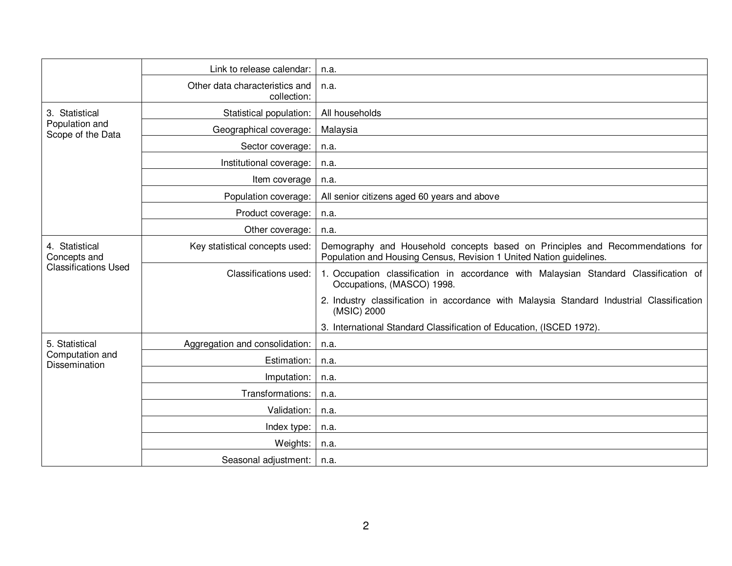| | | |
|---|---|---|
| | Link to release calendar: | n.a. |
| | Other data characteristics and collection: | n.a. |
| 3. Statistical Population and Scope of the Data | Statistical population: | All households |
| | Geographical coverage: | Malaysia |
| | Sector coverage: | n.a. |
| | Institutional coverage: | n.a. |
| | Item coverage | n.a. |
| | Population coverage: | All senior citizens aged 60 years and above |
| | Product coverage: | n.a. |
| | Other coverage: | n.a. |
| 4. Statistical Concepts and Classifications Used | Key statistical concepts used: | Demography and Household concepts based on Principles and Recommendations for Population and Housing Census, Revision 1 United Nation guidelines. |
| | Classifications used: | 1. Occupation classification in accordance with Malaysian Standard Classification of Occupations, (MASCO) 1998.<br>2. Industry classification in accordance with Malaysia Standard Industrial Classification (MSIC) 2000<br>3. International Standard Classification of Education, (ISCED 1972). |
| 5. Statistical Computation and Dissemination | Aggregation and consolidation: | n.a. |
| | Estimation: | n.a. |
| | Imputation: | n.a. |
| | Transformations: | n.a. |
| | Validation: | n.a. |
| | Index type: | n.a. |
| | Weights: | n.a. |
| | Seasonal adjustment: | n.a. |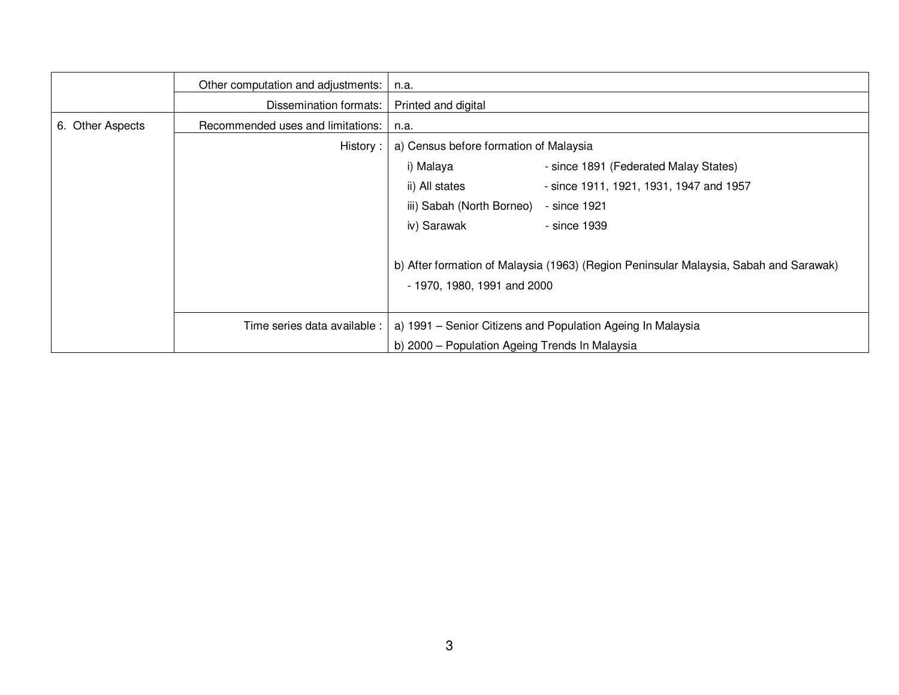| | | |
|---|---|---|
| | Other computation and adjustments: | n.a. |
| | Dissemination formats: | Printed and digital |
| 6. Other Aspects | Recommended uses and limitations: | n.a. |
| | History : | a) Census before formation of Malaysia<br>i) Malaya - since 1891 (Federated Malay States)<br>ii) All states - since 1911, 1921, 1931, 1947 and 1957<br>iii) Sabah (North Borneo) - since 1921<br>iv) Sarawak - since 1939<br><br>b) After formation of Malaysia (1963) (Region Peninsular Malaysia, Sabah and Sarawak)<br>- 1970, 1980, 1991 and 2000 |
| | Time series data available : | a) 1991 – Senior Citizens and Population Ageing In Malaysia<br>b) 2000 – Population Ageing Trends In Malaysia |